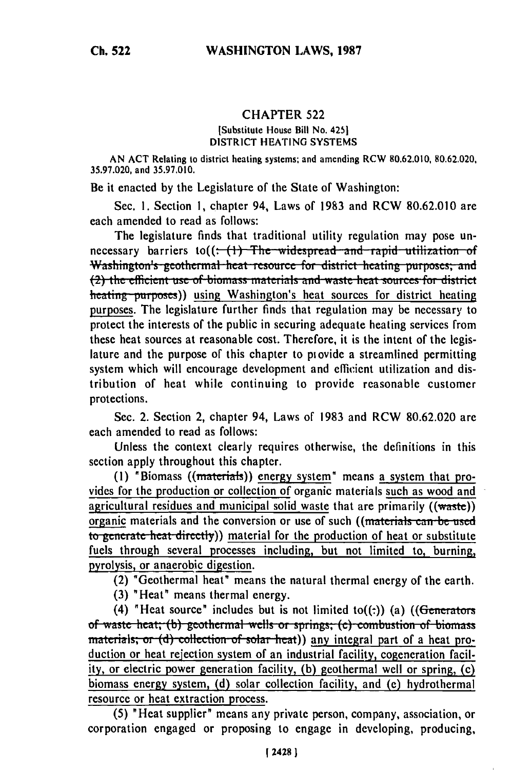# CHAPTER 522

[Substitute House Bill No. 425]

DISTRICT HEATING SYSTEMS

AN ACT Relating to district heating systems; and amending RCW 80.62.010, 80.62.020, 35.97.020, and 35.97.010.

Be it enacted by the Legislature of the State of Washington:

Sec. 1. Section 1, chapter 94, Laws of 1983 and RCW 80.62.010 are each amended to read as follows:

The legislature finds that traditional utility regulation may pose unnecessary barriers to((: (1) The widespread and rapid utilization of Washington's geothermal heat resource for district heating purposes; and (2) the efficient use of biomass materials and waste heat sources for district heating purposes)) using Washington's heat sources for district heating purposes. The legislature further finds that regulation may be necessary to protect the interests of the public in securing adequate heating services from these heat sources at reasonable cost. Therefore, it is the intent of the legislature and the purpose of this chapter to provide a streamlined permitting system which will encourage development and efficient utilization and distribution of heat while continuing to provide reasonable customer protections.

Sec. 2. Section 2, chapter 94, Laws of 1983 and RCW 80.62.020 are each amended to read as follows:

Unless the context clearly requires otherwise, the definitions in this section apply throughout this chapter.

(1) "Biomass ((materials)) energy system" means a system that provides for the production or collection of organic materials such as wood and agricultural residues and municipal solid waste that are primarily ((waste)) organic materials and the conversion or use of such ((materials can be used to generate heat directly)) material for the production of heat or substitute fuels through several processes including, but not limited to, burning, pyrolysis, or anaerobic digestion.

(2) "Geothermal heat" means the natural thermal energy of the earth.

(3) "Heat" means thermal energy.

(4) "Heat source" includes but is not limited to((:)) (a) ((Generators of waste heat; (b) geothermal wells or springs; (c) combustion of biomass materials; or (d) collection of solar heat)) any integral part of a heat production or heat rejection system of an industrial facility, cogeneration facility, or electric power generation facility, (b) geothermal well or spring, (c) biomass energy system, (d) solar collection facility, and (e) hydrothermal resource or heat extraction process.

(5) "Heat supplier" means any private person, company, association, or corporation engaged or proposing to engage in developing, producing,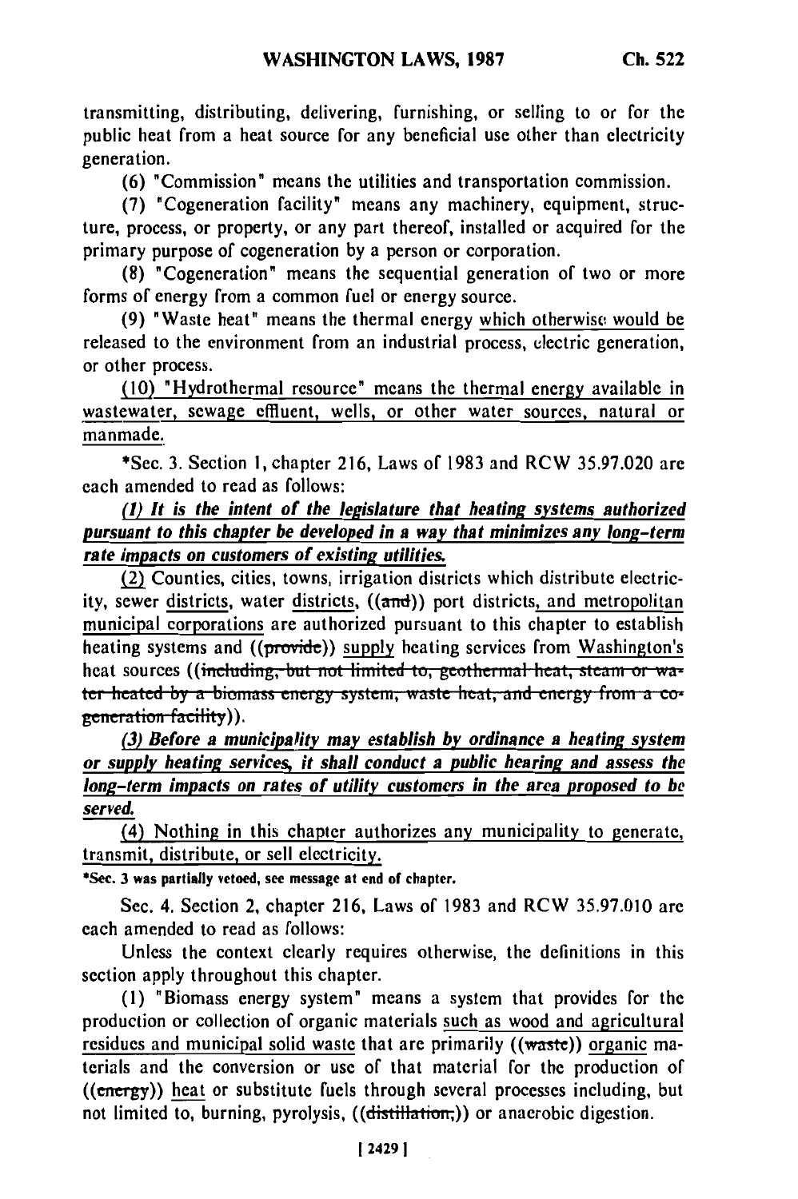transmitting, distributing, delivering, furnishing, or selling to or for the public heat from a heat source for any beneficial use other than electricity generation.

(6) "Commission" means the utilities and transportation commission.

(7) "Cogeneration facility" means any machinery, equipment, structure, process, or property, or any part thereof, installed or acquired for the primary purpose of cogeneration by a person or corporation.

(8) "Cogeneration" means the sequential generation of two or more forms of energy from a common fuel or energy source.

(9) "Waste heat" means the thermal energy which otherwise would be released to the environment from an industrial process, electric generation, or other process.

(10) "Hydrothermal resource" means the thermal energy available in wastewater, sewage effluent, wells, or other water sources, natural or manmade.

*Sec. 3. Section 1, chapter 216, Laws of 1983 and RCW 35.97.020 are each amended to read as follows:

***(1) It is the intent of the legislature that heating systems authorized pursuant to this chapter be developed in a way that minimizes any long-term rate impacts on customers of existing utilities.***

(2) Counties, cities, towns, irrigation districts which distribute electricity, sewer districts, water districts, ((~~and~~)) port districts, and metropolitan municipal corporations are authorized pursuant to this chapter to establish heating systems and ((~~provide~~)) supply heating services from Washington's heat sources ((~~including, but not limited to, geothermal heat, steam or water heated by a biomass energy system, waste heat, and energy from a cogeneration facility~~)).

***(3) Before a municipality may establish by ordinance a heating system or supply heating services, it shall conduct a public hearing and assess the long-term impacts on rates of utility customers in the area proposed to be served.***

(4) Nothing in this chapter authorizes any municipality to generate, transmit, distribute, or sell electricity.

**\*Sec. 3 was partially vetoed, see message at end of chapter.**

Sec. 4. Section 2, chapter 216, Laws of 1983 and RCW 35.97.010 are each amended to read as follows:

Unless the context clearly requires otherwise, the definitions in this section apply throughout this chapter.

(1) "Biomass energy system" means a system that provides for the production or collection of organic materials such as wood and agricultural residues and municipal solid waste that are primarily ((~~waste~~)) organic materials and the conversion or use of that material for the production of ((~~energy~~)) heat or substitute fuels through several processes including, but not limited to, burning, pyrolysis, ((~~distillation,~~)) or anaerobic digestion.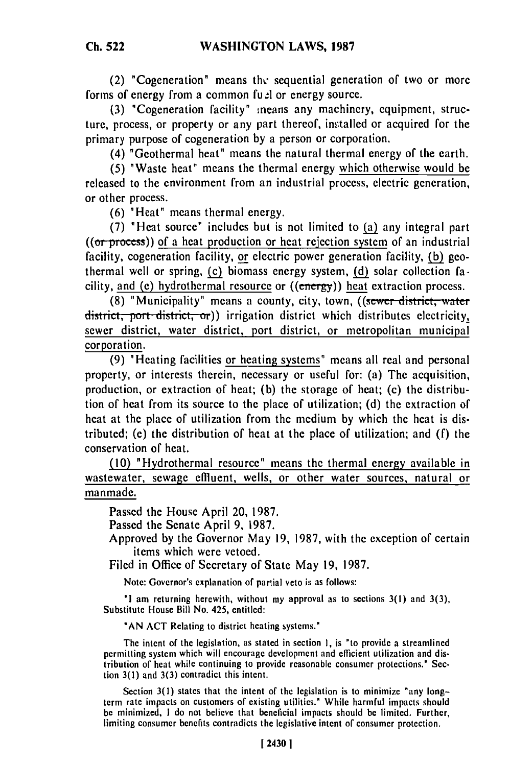(2) "Cogeneration" means the sequential generation of two or more forms of energy from a common fuel or energy source.

(3) "Cogeneration facility" means any machinery, equipment, structure, process, or property or any part thereof, installed or acquired for the primary purpose of cogeneration by a person or corporation.

(4) "Geothermal heat" means the natural thermal energy of the earth.

(5) "Waste heat" means the thermal energy which otherwise would be released to the environment from an industrial process, electric generation, or other process.

(6) "Heat" means thermal energy.

(7) "Heat source" includes but is not limited to (a) any integral part ((~~or process~~)) of a heat production or heat rejection system of an industrial facility, cogeneration facility, or electric power generation facility, (b) geothermal well or spring, (c) biomass energy system, (d) solar collection facility, and (e) hydrothermal resource or ((~~energy~~)) heat extraction process.

(8) "Municipality" means a county, city, town, ((~~sewer district, water district, port district, or~~)) irrigation district which distributes electricity, sewer district, water district, port district, or metropolitan municipal corporation.

(9) "Heating facilities or heating systems" means all real and personal property, or interests therein, necessary or useful for: (a) The acquisition, production, or extraction of heat; (b) the storage of heat; (c) the distribution of heat from its source to the place of utilization; (d) the extraction of heat at the place of utilization from the medium by which the heat is distributed; (e) the distribution of heat at the place of utilization; and (f) the conservation of heat.

(10) "Hydrothermal resource" means the thermal energy available in wastewater, sewage effluent, wells, or other water sources, natural or manmade.

Passed the House April 20, 1987.

Passed the Senate April 9, 1987.

Approved by the Governor May 19, 1987, with the exception of certain items which were vetoed.

Filed in Office of Secretary of State May 19, 1987.

Note: Governor's explanation of partial veto is as follows:

"I am returning herewith, without my approval as to sections 3(1) and 3(3), Substitute House Bill No. 425, entitled:

"AN ACT Relating to district heating systems."

The intent of the legislation, as stated in section 1, is "to provide a streamlined permitting system which will encourage development and efficient utilization and distribution of heat while continuing to provide reasonable consumer protections." Section 3(1) and 3(3) contradict this intent.

Section 3(1) states that the intent of the legislation is to minimize "any long-term rate impacts on customers of existing utilities." While harmful impacts should be minimized, I do not believe that beneficial impacts should be limited. Further, limiting consumer benefits contradicts the legislative intent of consumer protection.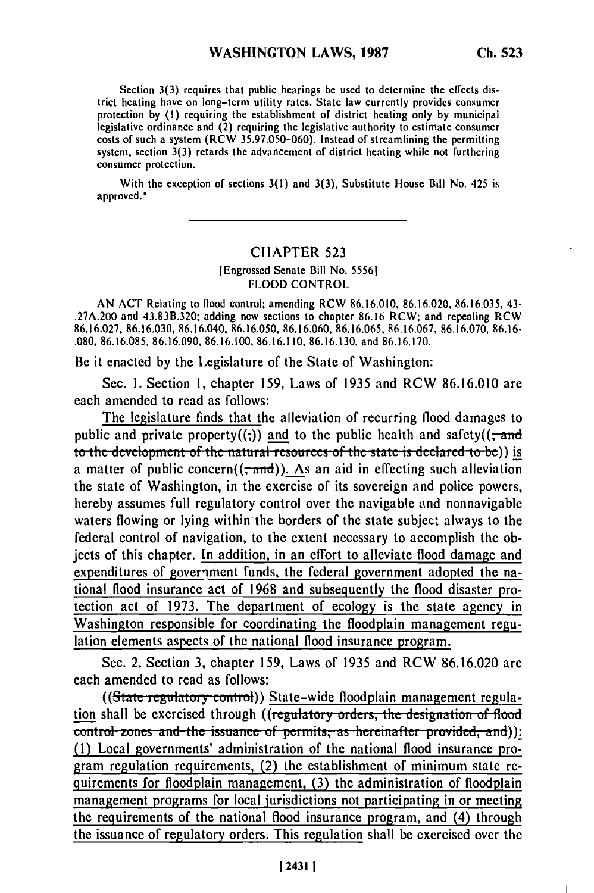Section 3(3) requires that public hearings be used to determine the effects district heating have on long-term utility rates. State law currently provides consumer protection by (1) requiring the establishment of district heating only by municipal legislative ordinance and (2) requiring the legislative authority to estimate consumer costs of such a system (RCW 35.97.050-060). Instead of streamlining the permitting system, section 3(3) retards the advancement of district heating while not furthering consumer protection.

With the exception of sections 3(1) and 3(3), Substitute House Bill No. 425 is approved."

---

## CHAPTER 523

[Engrossed Senate Bill No. 5556]

FLOOD CONTROL

AN ACT Relating to flood control; amending RCW 86.16.010, 86.16.020, 86.16.035, 43-.27A.200 and 43.83B.320; adding new sections to chapter 86.16 RCW; and repealing RCW 86.16.027, 86.16.030, 86.16.040, 86.16.050, 86.16.060, 86.16.065, 86.16.067, 86.16.070, 86.16-.080, 86.16.085, 86.16.090, 86.16.100, 86.16.110, 86.16.130, and 86.16.170.

Be it enacted by the Legislature of the State of Washington:

Sec. 1. Section 1, chapter 159, Laws of 1935 and RCW 86.16.010 are each amended to read as follows:

The legislature finds that the alleviation of recurring flood damages to public and private property((;)) and to the public health and safety((, and to the development of the natural resources of the state is declared to be)) is a matter of public concern((, and)). As an aid in effecting such alleviation the state of Washington, in the exercise of its sovereign and police powers, hereby assumes full regulatory control over the navigable and nonnavigable waters flowing or lying within the borders of the state subject always to the federal control of navigation, to the extent necessary to accomplish the objects of this chapter. In addition, in an effort to alleviate flood damage and expenditures of government funds, the federal government adopted the national flood insurance act of 1968 and subsequently the flood disaster protection act of 1973. The department of ecology is the state agency in Washington responsible for coordinating the floodplain management regulation elements aspects of the national flood insurance program.

Sec. 2. Section 3, chapter 159, Laws of 1935 and RCW 86.16.020 are each amended to read as follows:

((State regulatory control)) State-wide floodplain management regulation shall be exercised through ((regulatory orders, the designation of flood control zones and the issuance of permits, as hereinafter provided, and)): (1) Local governments' administration of the national flood insurance program regulation requirements, (2) the establishment of minimum state requirements for floodplain management, (3) the administration of floodplain management programs for local jurisdictions not participating in or meeting the requirements of the national flood insurance program, and (4) through the issuance of regulatory orders. This regulation shall be exercised over the